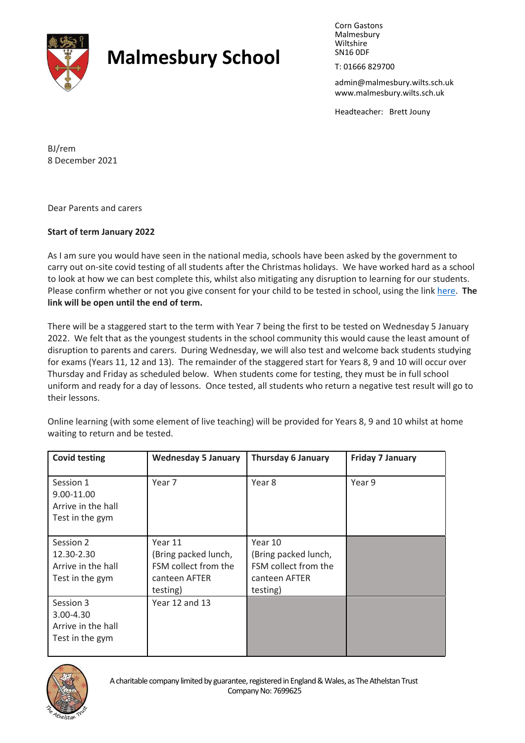# Malmesbury School

Corn Gastons
Malmesbury
Wiltshire
SN16 0DF

T: 01666 829700

admin@malmesbury.wilts.sch.uk
www.malmesbury.wilts.sch.uk

Headteacher: Brett Jouny

BJ/rem
8 December 2021

Dear Parents and carers

**Start of term January 2022**

As I am sure you would have seen in the national media, schools have been asked by the government to carry out on-site covid testing of all students after the Christmas holidays. We have worked hard as a school to look at how we can best complete this, whilst also mitigating any disruption to learning for our students. Please confirm whether or not you give consent for your child to be tested in school, using the link [here](). **The link will be open until the end of term.**

There will be a staggered start to the term with Year 7 being the first to be tested on Wednesday 5 January 2022. We felt that as the youngest students in the school community this would cause the least amount of disruption to parents and carers. During Wednesday, we will also test and welcome back students studying for exams (Years 11, 12 and 13). The remainder of the staggered start for Years 8, 9 and 10 will occur over Thursday and Friday as scheduled below. When students come for testing, they must be in full school uniform and ready for a day of lessons. Once tested, all students who return a negative test result will go to their lessons.

Online learning (with some element of live teaching) will be provided for Years 8, 9 and 10 whilst at home waiting to return and be tested.

| Covid testing | Wednesday 5 January | Thursday 6 January | Friday 7 January |
|---|---|---|---|
| Session 1<br>9.00-11.00<br>Arrive in the hall<br>Test in the gym | Year 7 | Year 8 | Year 9 |
| Session 2<br>12.30-2.30<br>Arrive in the hall<br>Test in the gym | Year 11<br>(Bring packed lunch, FSM collect from the canteen AFTER testing) | Year 10<br>(Bring packed lunch, FSM collect from the canteen AFTER testing) | |
| Session 3<br>3.00-4.30<br>Arrive in the hall<br>Test in the gym | Year 12 and 13 | | |

A charitable company limited by guarantee, registered in England & Wales, as The Athelstan Trust
Company No: 7699625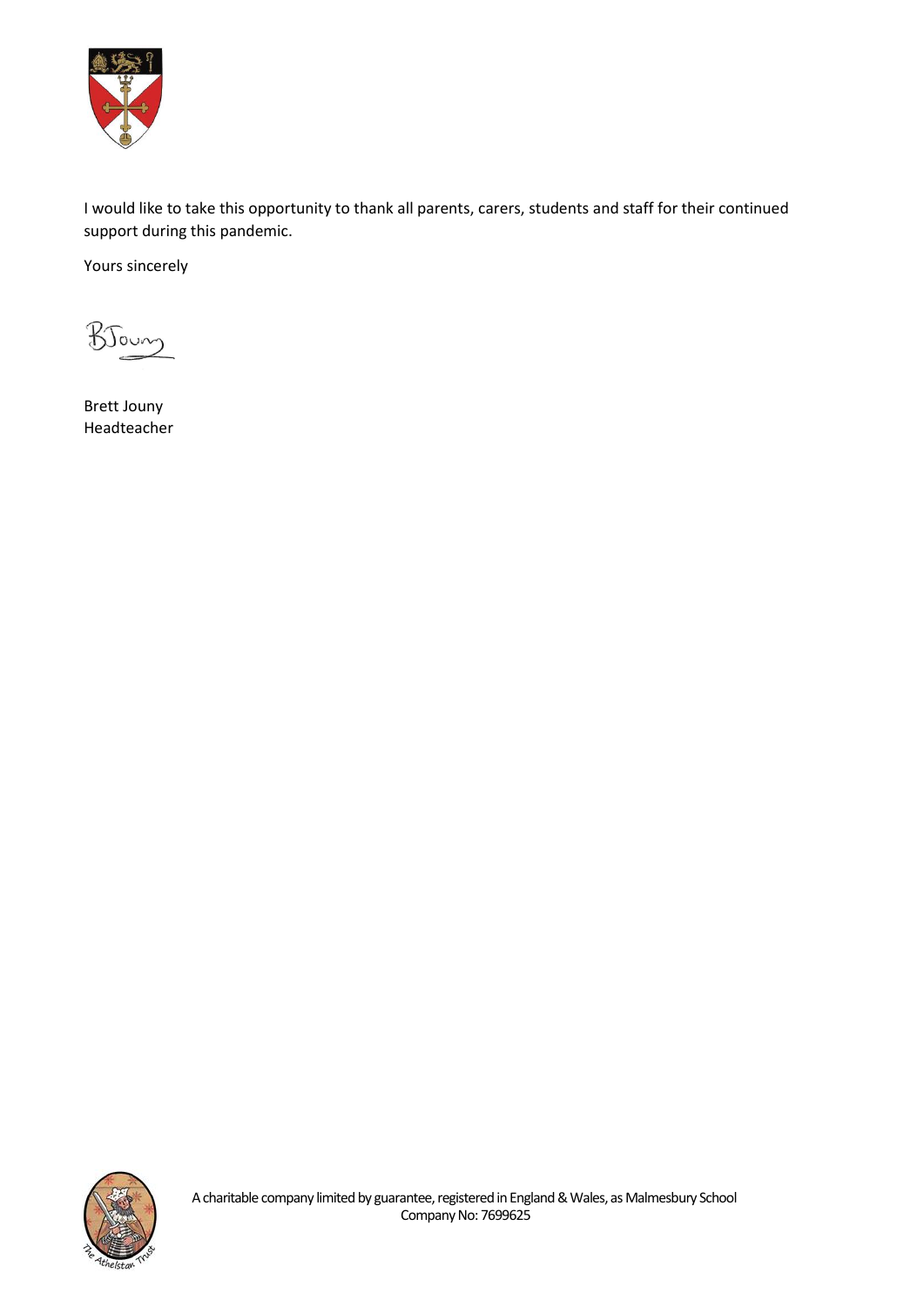I would like to take this opportunity to thank all parents, carers, students and staff for their continued support during this pandemic.

Yours sincerely

Brett Jouny
Headteacher

A charitable company limited by guarantee, registered in England & Wales, as Malmesbury School
Company No: 7699625